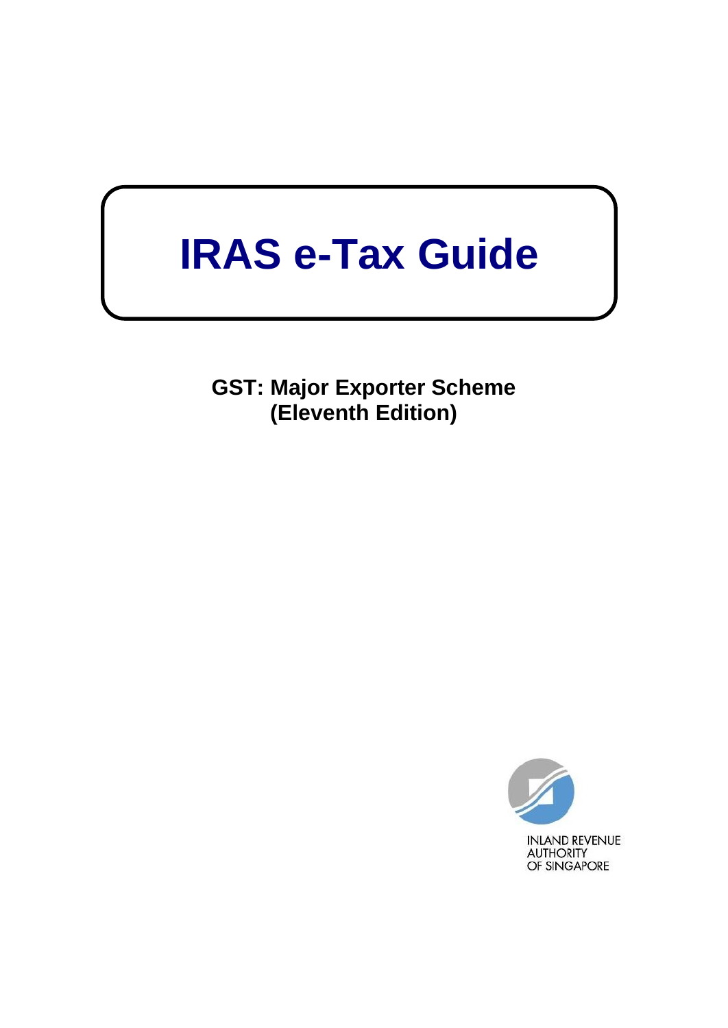# IRAS e-Tax Guide

**GST: Major Exporter Scheme (Eleventh Edition)**

INLAND REVENUE AUTHORITY OF SINGAPORE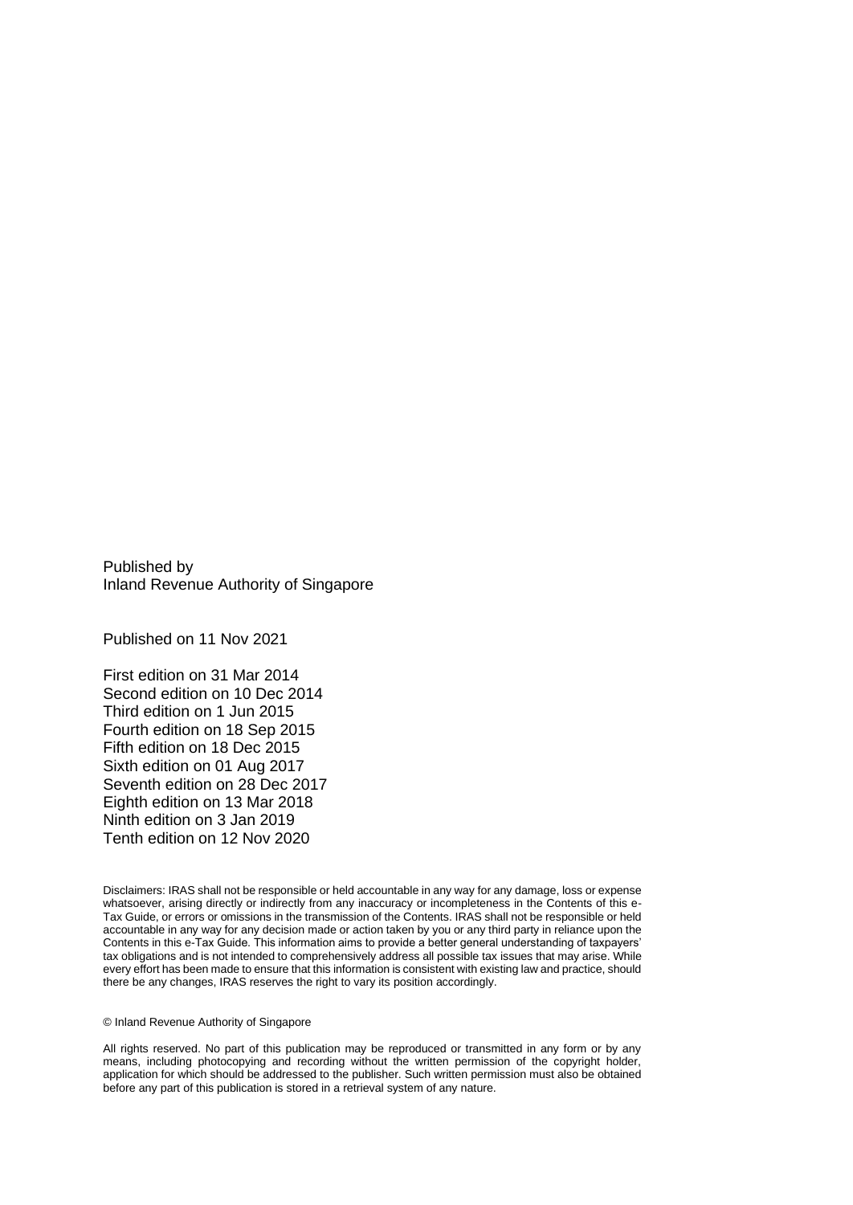Published by
Inland Revenue Authority of Singapore

Published on 11 Nov 2021

First edition on 31 Mar 2014
Second edition on 10 Dec 2014
Third edition on 1 Jun 2015
Fourth edition on 18 Sep 2015
Fifth edition on 18 Dec 2015
Sixth edition on 01 Aug 2017
Seventh edition on 28 Dec 2017
Eighth edition on 13 Mar 2018
Ninth edition on 3 Jan 2019
Tenth edition on 12 Nov 2020

Disclaimers: IRAS shall not be responsible or held accountable in any way for any damage, loss or expense whatsoever, arising directly or indirectly from any inaccuracy or incompleteness in the Contents of this e-Tax Guide, or errors or omissions in the transmission of the Contents. IRAS shall not be responsible or held accountable in any way for any decision made or action taken by you or any third party in reliance upon the Contents in this e-Tax Guide. This information aims to provide a better general understanding of taxpayers' tax obligations and is not intended to comprehensively address all possible tax issues that may arise. While every effort has been made to ensure that this information is consistent with existing law and practice, should there be any changes, IRAS reserves the right to vary its position accordingly.

© Inland Revenue Authority of Singapore

All rights reserved. No part of this publication may be reproduced or transmitted in any form or by any means, including photocopying and recording without the written permission of the copyright holder, application for which should be addressed to the publisher. Such written permission must also be obtained before any part of this publication is stored in a retrieval system of any nature.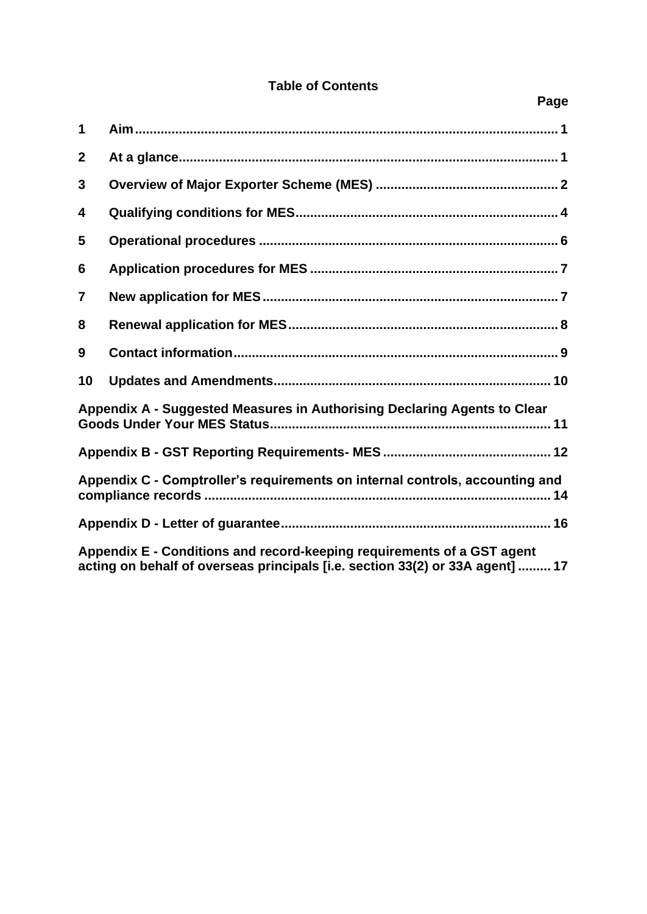# Table of Contents

| | | Page |
|---|---|---|
| 1 | Aim | 1 |
| 2 | At a glance | 1 |
| 3 | Overview of Major Exporter Scheme (MES) | 2 |
| 4 | Qualifying conditions for MES | 4 |
| 5 | Operational procedures | 6 |
| 6 | Application procedures for MES | 7 |
| 7 | New application for MES | 7 |
| 8 | Renewal application for MES | 8 |
| 9 | Contact information | 9 |
| 10 | Updates and Amendments | 10 |
| Appendix A - Suggested Measures in Authorising Declaring Agents to Clear Goods Under Your MES Status | | 11 |
| Appendix B - GST Reporting Requirements- MES | | 12 |
| Appendix C - Comptroller's requirements on internal controls, accounting and compliance records | | 14 |
| Appendix D - Letter of guarantee | | 16 |
| Appendix E - Conditions and record-keeping requirements of a GST agent acting on behalf of overseas principals [i.e. section 33(2) or 33A agent] | | 17 |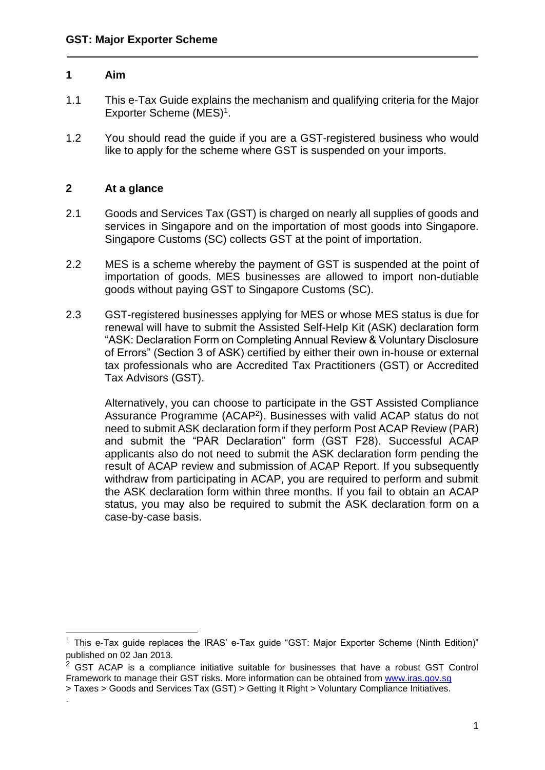GST: Major Exporter Scheme

## 1 Aim

1.1 This e-Tax Guide explains the mechanism and qualifying criteria for the Major Exporter Scheme (MES)[1].

1.2 You should read the guide if you are a GST-registered business who would like to apply for the scheme where GST is suspended on your imports.

## 2 At a glance

2.1 Goods and Services Tax (GST) is charged on nearly all supplies of goods and services in Singapore and on the importation of most goods into Singapore. Singapore Customs (SC) collects GST at the point of importation.

2.2 MES is a scheme whereby the payment of GST is suspended at the point of importation of goods. MES businesses are allowed to import non-dutiable goods without paying GST to Singapore Customs (SC).

2.3 GST-registered businesses applying for MES or whose MES status is due for renewal will have to submit the Assisted Self-Help Kit (ASK) declaration form "ASK: Declaration Form on Completing Annual Review & Voluntary Disclosure of Errors" (Section 3 of ASK) certified by either their own in-house or external tax professionals who are Accredited Tax Practitioners (GST) or Accredited Tax Advisors (GST).

Alternatively, you can choose to participate in the GST Assisted Compliance Assurance Programme (ACAP[2]). Businesses with valid ACAP status do not need to submit ASK declaration form if they perform Post ACAP Review (PAR) and submit the "PAR Declaration" form (GST F28). Successful ACAP applicants also do not need to submit the ASK declaration form pending the result of ACAP review and submission of ACAP Report. If you subsequently withdraw from participating in ACAP, you are required to perform and submit the ASK declaration form within three months. If you fail to obtain an ACAP status, you may also be required to submit the ASK declaration form on a case-by-case basis.

---

[1] This e-Tax guide replaces the IRAS' e-Tax guide "GST: Major Exporter Scheme (Ninth Edition)" published on 02 Jan 2013.

[2] GST ACAP is a compliance initiative suitable for businesses that have a robust GST Control Framework to manage their GST risks. More information can be obtained from www.iras.gov.sg > Taxes > Goods and Services Tax (GST) > Getting It Right > Voluntary Compliance Initiatives.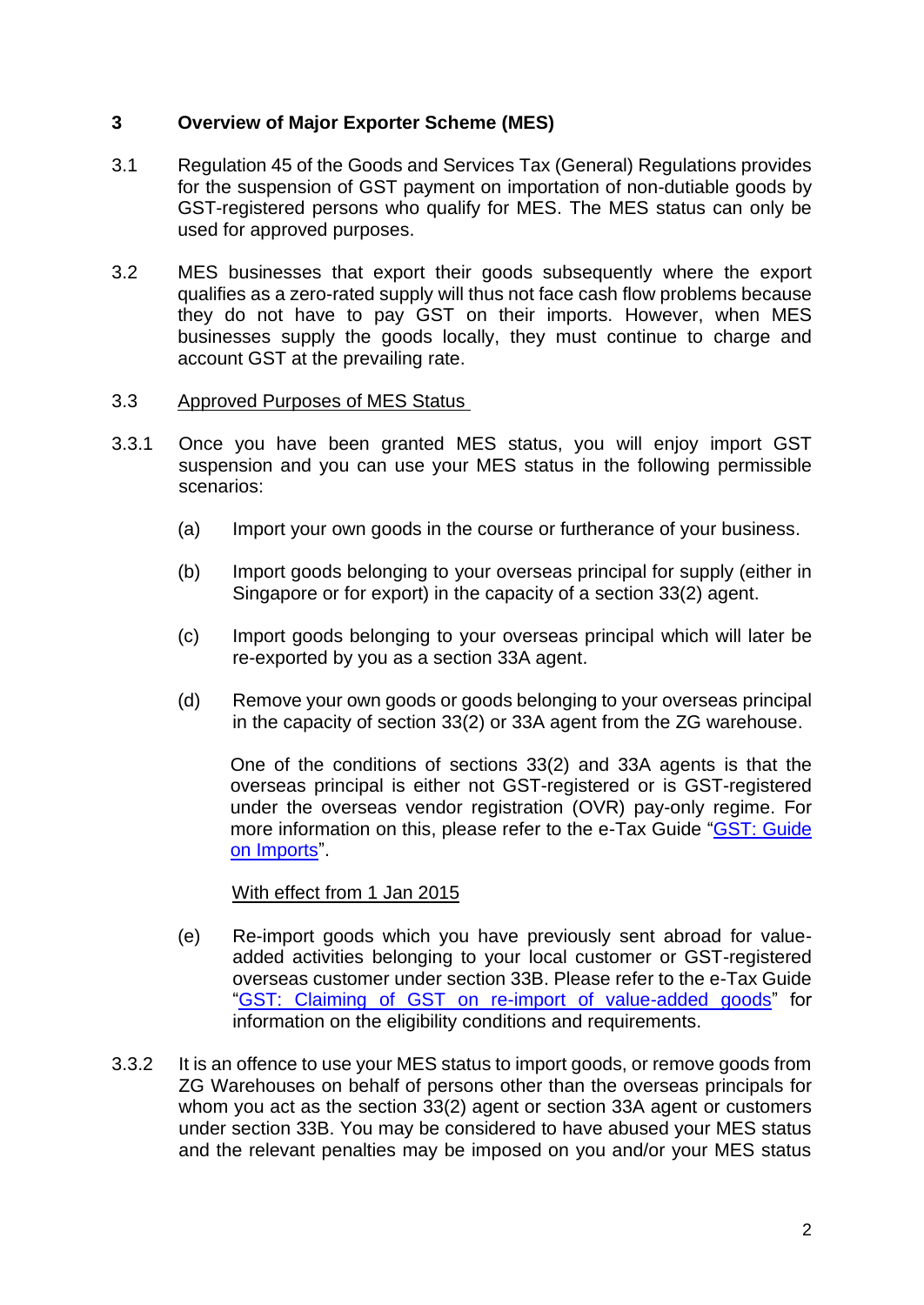## 3 Overview of Major Exporter Scheme (MES)

3.1 Regulation 45 of the Goods and Services Tax (General) Regulations provides for the suspension of GST payment on importation of non-dutiable goods by GST-registered persons who qualify for MES. The MES status can only be used for approved purposes.

3.2 MES businesses that export their goods subsequently where the export qualifies as a zero-rated supply will thus not face cash flow problems because they do not have to pay GST on their imports. However, when MES businesses supply the goods locally, they must continue to charge and account GST at the prevailing rate.

### 3.3 Approved Purposes of MES Status

3.3.1 Once you have been granted MES status, you will enjoy import GST suspension and you can use your MES status in the following permissible scenarios:

(a) Import your own goods in the course or furtherance of your business.

(b) Import goods belonging to your overseas principal for supply (either in Singapore or for export) in the capacity of a section 33(2) agent.

(c) Import goods belonging to your overseas principal which will later be re-exported by you as a section 33A agent.

(d) Remove your own goods or goods belonging to your overseas principal in the capacity of section 33(2) or 33A agent from the ZG warehouse.

One of the conditions of sections 33(2) and 33A agents is that the overseas principal is either not GST-registered or is GST-registered under the overseas vendor registration (OVR) pay-only regime. For more information on this, please refer to the e-Tax Guide "GST: Guide on Imports".

With effect from 1 Jan 2015

(e) Re-import goods which you have previously sent abroad for value-added activities belonging to your local customer or GST-registered overseas customer under section 33B. Please refer to the e-Tax Guide "GST: Claiming of GST on re-import of value-added goods" for information on the eligibility conditions and requirements.

3.3.2 It is an offence to use your MES status to import goods, or remove goods from ZG Warehouses on behalf of persons other than the overseas principals for whom you act as the section 33(2) agent or section 33A agent or customers under section 33B. You may be considered to have abused your MES status and the relevant penalties may be imposed on you and/or your MES status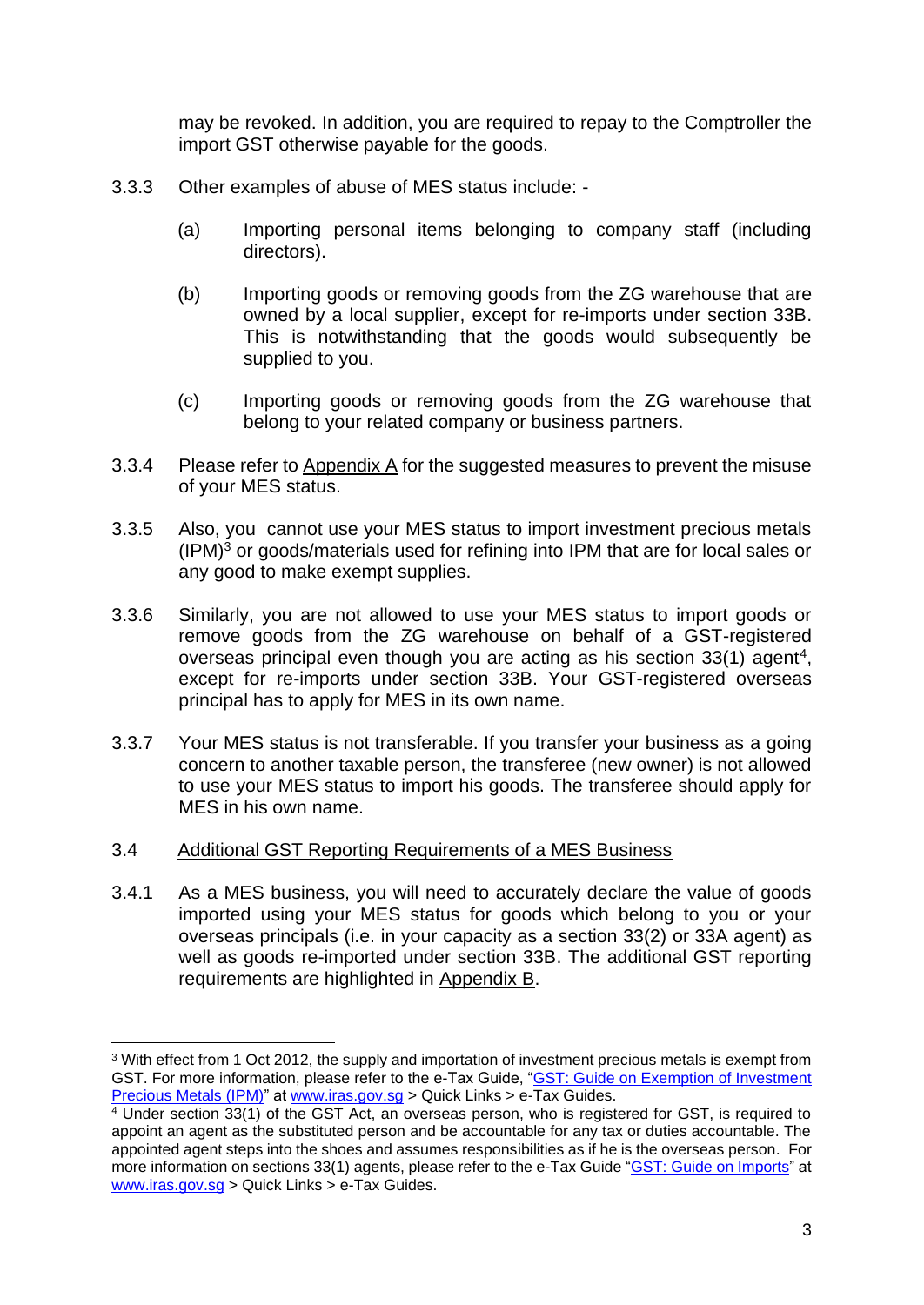may be revoked. In addition, you are required to repay to the Comptroller the import GST otherwise payable for the goods.

3.3.3 Other examples of abuse of MES status include: -

(a) Importing personal items belonging to company staff (including directors).

(b) Importing goods or removing goods from the ZG warehouse that are owned by a local supplier, except for re-imports under section 33B. This is notwithstanding that the goods would subsequently be supplied to you.

(c) Importing goods or removing goods from the ZG warehouse that belong to your related company or business partners.

3.3.4 Please refer to Appendix A for the suggested measures to prevent the misuse of your MES status.

3.3.5 Also, you cannot use your MES status to import investment precious metals (IPM)[3] or goods/materials used for refining into IPM that are for local sales or any good to make exempt supplies.

3.3.6 Similarly, you are not allowed to use your MES status to import goods or remove goods from the ZG warehouse on behalf of a GST-registered overseas principal even though you are acting as his section 33(1) agent[4], except for re-imports under section 33B. Your GST-registered overseas principal has to apply for MES in its own name.

3.3.7 Your MES status is not transferable. If you transfer your business as a going concern to another taxable person, the transferee (new owner) is not allowed to use your MES status to import his goods. The transferee should apply for MES in his own name.

## 3.4 Additional GST Reporting Requirements of a MES Business

3.4.1 As a MES business, you will need to accurately declare the value of goods imported using your MES status for goods which belong to you or your overseas principals (i.e. in your capacity as a section 33(2) or 33A agent) as well as goods re-imported under section 33B. The additional GST reporting requirements are highlighted in Appendix B.

---

[3] With effect from 1 Oct 2012, the supply and importation of investment precious metals is exempt from GST. For more information, please refer to the e-Tax Guide, "GST: Guide on Exemption of Investment Precious Metals (IPM)" at www.iras.gov.sg > Quick Links > e-Tax Guides.

[4] Under section 33(1) of the GST Act, an overseas person, who is registered for GST, is required to appoint an agent as the substituted person and be accountable for any tax or duties accountable. The appointed agent steps into the shoes and assumes responsibilities as if he is the overseas person. For more information on sections 33(1) agents, please refer to the e-Tax Guide "GST: Guide on Imports" at www.iras.gov.sg > Quick Links > e-Tax Guides.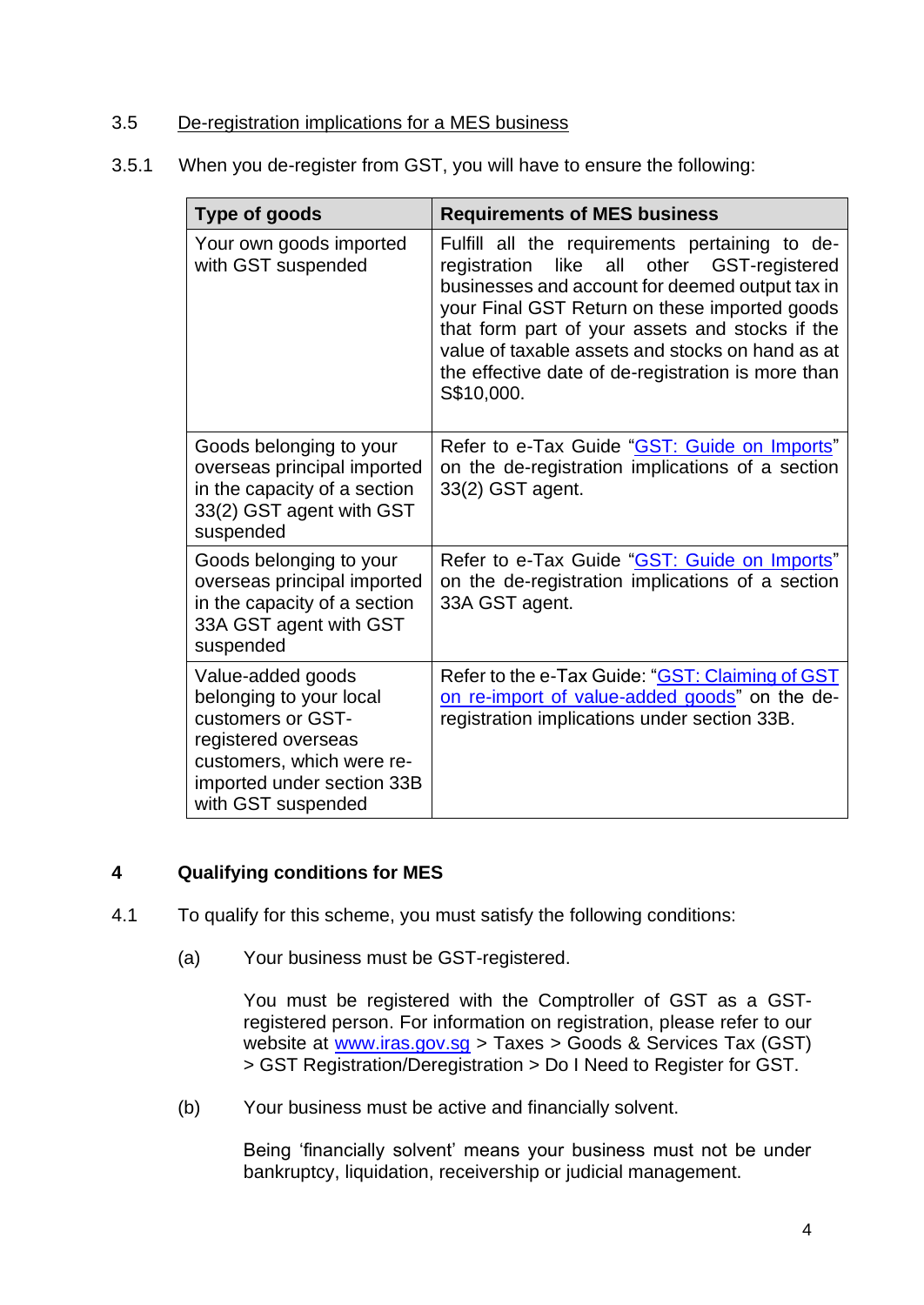### 3.5 De-registration implications for a MES business

3.5.1 When you de-register from GST, you will have to ensure the following:

| Type of goods | Requirements of MES business |
|---|---|
| Your own goods imported with GST suspended | Fulfill all the requirements pertaining to de-registration like all other GST-registered businesses and account for deemed output tax in your Final GST Return on these imported goods that form part of your assets and stocks if the value of taxable assets and stocks on hand as at the effective date of de-registration is more than S$10,000. |
| Goods belonging to your overseas principal imported in the capacity of a section 33(2) GST agent with GST suspended | Refer to e-Tax Guide "GST: Guide on Imports" on the de-registration implications of a section 33(2) GST agent. |
| Goods belonging to your overseas principal imported in the capacity of a section 33A GST agent with GST suspended | Refer to e-Tax Guide "GST: Guide on Imports" on the de-registration implications of a section 33A GST agent. |
| Value-added goods belonging to your local customers or GST-registered overseas customers, which were re-imported under section 33B with GST suspended | Refer to the e-Tax Guide: "GST: Claiming of GST on re-import of value-added goods" on the de-registration implications under section 33B. |

## 4 Qualifying conditions for MES

4.1 To qualify for this scheme, you must satisfy the following conditions:

(a) Your business must be GST-registered.

You must be registered with the Comptroller of GST as a GST-registered person. For information on registration, please refer to our website at www.iras.gov.sg > Taxes > Goods & Services Tax (GST) > GST Registration/Deregistration > Do I Need to Register for GST.

(b) Your business must be active and financially solvent.

Being 'financially solvent' means your business must not be under bankruptcy, liquidation, receivership or judicial management.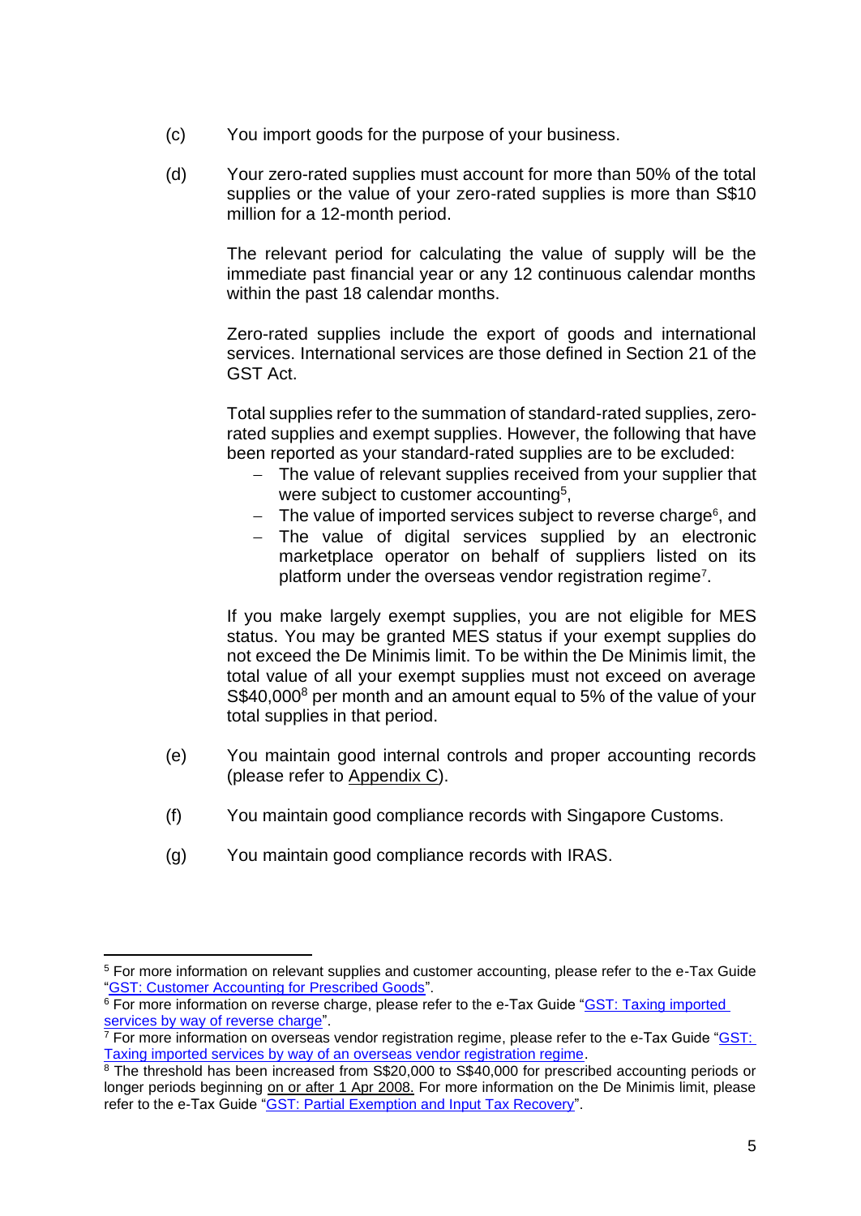(c) You import goods for the purpose of your business.

(d) Your zero-rated supplies must account for more than 50% of the total supplies or the value of your zero-rated supplies is more than S$10 million for a 12-month period.

The relevant period for calculating the value of supply will be the immediate past financial year or any 12 continuous calendar months within the past 18 calendar months.

Zero-rated supplies include the export of goods and international services. International services are those defined in Section 21 of the GST Act.

Total supplies refer to the summation of standard-rated supplies, zero-rated supplies and exempt supplies. However, the following that have been reported as your standard-rated supplies are to be excluded:

- The value of relevant supplies received from your supplier that were subject to customer accounting[5],
- The value of imported services subject to reverse charge[6], and
- The value of digital services supplied by an electronic marketplace operator on behalf of suppliers listed on its platform under the overseas vendor registration regime[7].

If you make largely exempt supplies, you are not eligible for MES status. You may be granted MES status if your exempt supplies do not exceed the De Minimis limit. To be within the De Minimis limit, the total value of all your exempt supplies must not exceed on average S$40,000[8] per month and an amount equal to 5% of the value of your total supplies in that period.

(e) You maintain good internal controls and proper accounting records (please refer to Appendix C).

(f) You maintain good compliance records with Singapore Customs.

(g) You maintain good compliance records with IRAS.

---

[5] For more information on relevant supplies and customer accounting, please refer to the e-Tax Guide "GST: Customer Accounting for Prescribed Goods".

[6] For more information on reverse charge, please refer to the e-Tax Guide "GST: Taxing imported services by way of reverse charge".

[7] For more information on overseas vendor registration regime, please refer to the e-Tax Guide "GST: Taxing imported services by way of an overseas vendor registration regime".

[8] The threshold has been increased from S$20,000 to S$40,000 for prescribed accounting periods or longer periods beginning on or after 1 Apr 2008. For more information on the De Minimis limit, please refer to the e-Tax Guide "GST: Partial Exemption and Input Tax Recovery".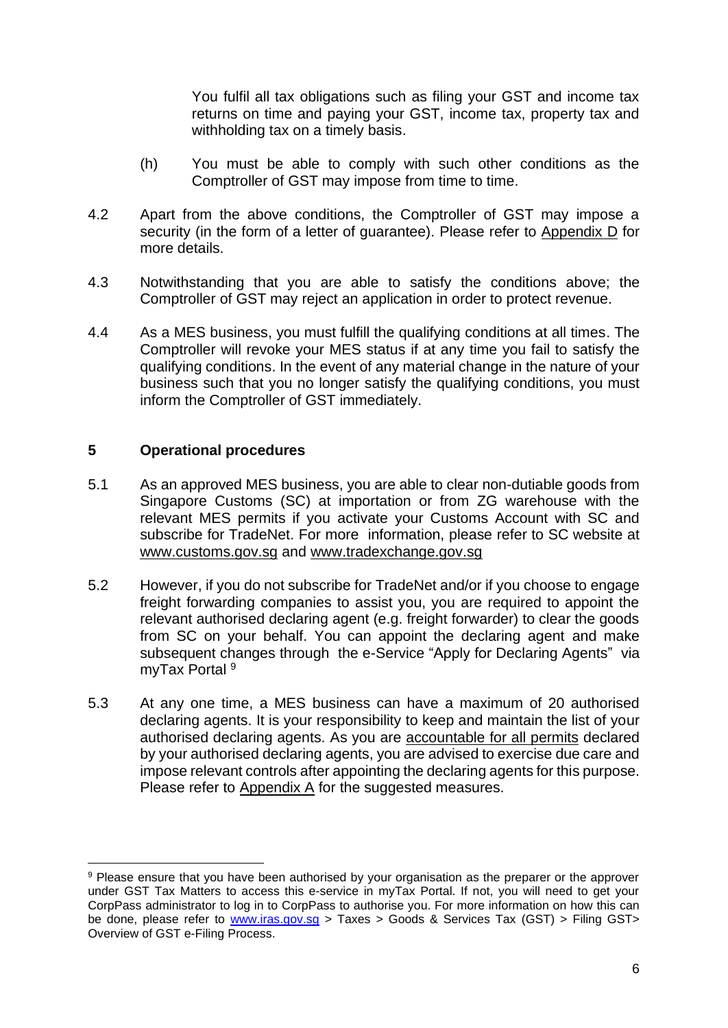You fulfil all tax obligations such as filing your GST and income tax returns on time and paying your GST, income tax, property tax and withholding tax on a timely basis.

(h) You must be able to comply with such other conditions as the Comptroller of GST may impose from time to time.

4.2 Apart from the above conditions, the Comptroller of GST may impose a security (in the form of a letter of guarantee). Please refer to Appendix D for more details.

4.3 Notwithstanding that you are able to satisfy the conditions above; the Comptroller of GST may reject an application in order to protect revenue.

4.4 As a MES business, you must fulfill the qualifying conditions at all times. The Comptroller will revoke your MES status if at any time you fail to satisfy the qualifying conditions. In the event of any material change in the nature of your business such that you no longer satisfy the qualifying conditions, you must inform the Comptroller of GST immediately.

## 5 Operational procedures

5.1 As an approved MES business, you are able to clear non-dutiable goods from Singapore Customs (SC) at importation or from ZG warehouse with the relevant MES permits if you activate your Customs Account with SC and subscribe for TradeNet. For more information, please refer to SC website at www.customs.gov.sg and www.tradexchange.gov.sg

5.2 However, if you do not subscribe for TradeNet and/or if you choose to engage freight forwarding companies to assist you, you are required to appoint the relevant authorised declaring agent (e.g. freight forwarder) to clear the goods from SC on your behalf. You can appoint the declaring agent and make subsequent changes through the e-Service "Apply for Declaring Agents" via myTax Portal [9]

5.3 At any one time, a MES business can have a maximum of 20 authorised declaring agents. It is your responsibility to keep and maintain the list of your authorised declaring agents. As you are accountable for all permits declared by your authorised declaring agents, you are advised to exercise due care and impose relevant controls after appointing the declaring agents for this purpose. Please refer to Appendix A for the suggested measures.

---

[9] Please ensure that you have been authorised by your organisation as the preparer or the approver under GST Tax Matters to access this e-service in myTax Portal. If not, you will need to get your CorpPass administrator to log in to CorpPass to authorise you. For more information on how this can be done, please refer to www.iras.gov.sg > Taxes > Goods & Services Tax (GST) > Filing GST> Overview of GST e-Filing Process.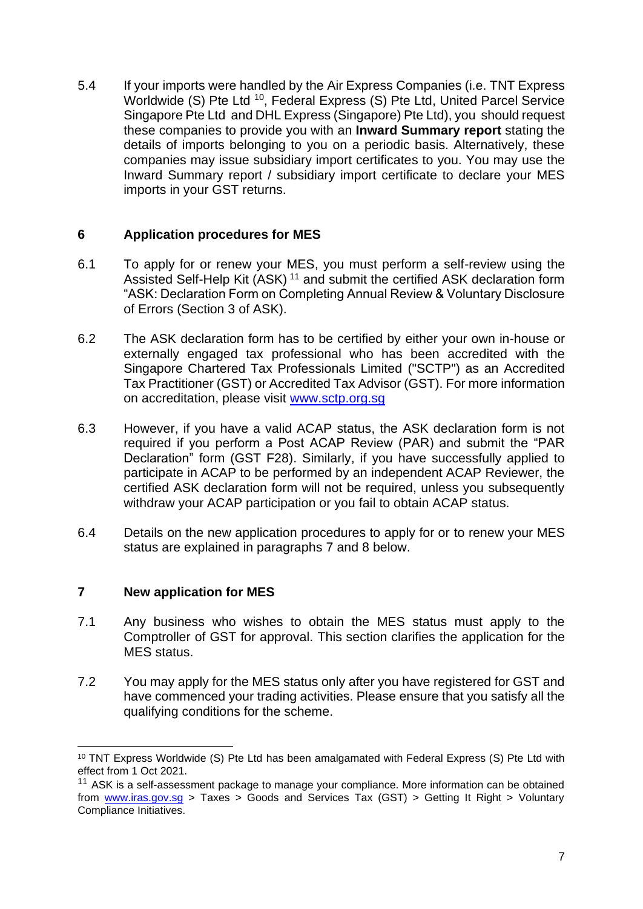5.4 If your imports were handled by the Air Express Companies (i.e. TNT Express Worldwide (S) Pte Ltd [10], Federal Express (S) Pte Ltd, United Parcel Service Singapore Pte Ltd and DHL Express (Singapore) Pte Ltd), you should request these companies to provide you with an **Inward Summary report** stating the details of imports belonging to you on a periodic basis. Alternatively, these companies may issue subsidiary import certificates to you. You may use the Inward Summary report / subsidiary import certificate to declare your MES imports in your GST returns.

## 6 Application procedures for MES

6.1 To apply for or renew your MES, you must perform a self-review using the Assisted Self-Help Kit (ASK) [11] and submit the certified ASK declaration form "ASK: Declaration Form on Completing Annual Review & Voluntary Disclosure of Errors (Section 3 of ASK).

6.2 The ASK declaration form has to be certified by either your own in-house or externally engaged tax professional who has been accredited with the Singapore Chartered Tax Professionals Limited ("SCTP") as an Accredited Tax Practitioner (GST) or Accredited Tax Advisor (GST). For more information on accreditation, please visit www.sctp.org.sg

6.3 However, if you have a valid ACAP status, the ASK declaration form is not required if you perform a Post ACAP Review (PAR) and submit the "PAR Declaration" form (GST F28). Similarly, if you have successfully applied to participate in ACAP to be performed by an independent ACAP Reviewer, the certified ASK declaration form will not be required, unless you subsequently withdraw your ACAP participation or you fail to obtain ACAP status.

6.4 Details on the new application procedures to apply for or to renew your MES status are explained in paragraphs 7 and 8 below.

## 7 New application for MES

7.1 Any business who wishes to obtain the MES status must apply to the Comptroller of GST for approval. This section clarifies the application for the MES status.

7.2 You may apply for the MES status only after you have registered for GST and have commenced your trading activities. Please ensure that you satisfy all the qualifying conditions for the scheme.

---

[10] TNT Express Worldwide (S) Pte Ltd has been amalgamated with Federal Express (S) Pte Ltd with effect from 1 Oct 2021.

[11] ASK is a self-assessment package to manage your compliance. More information can be obtained from www.iras.gov.sg > Taxes > Goods and Services Tax (GST) > Getting It Right > Voluntary Compliance Initiatives.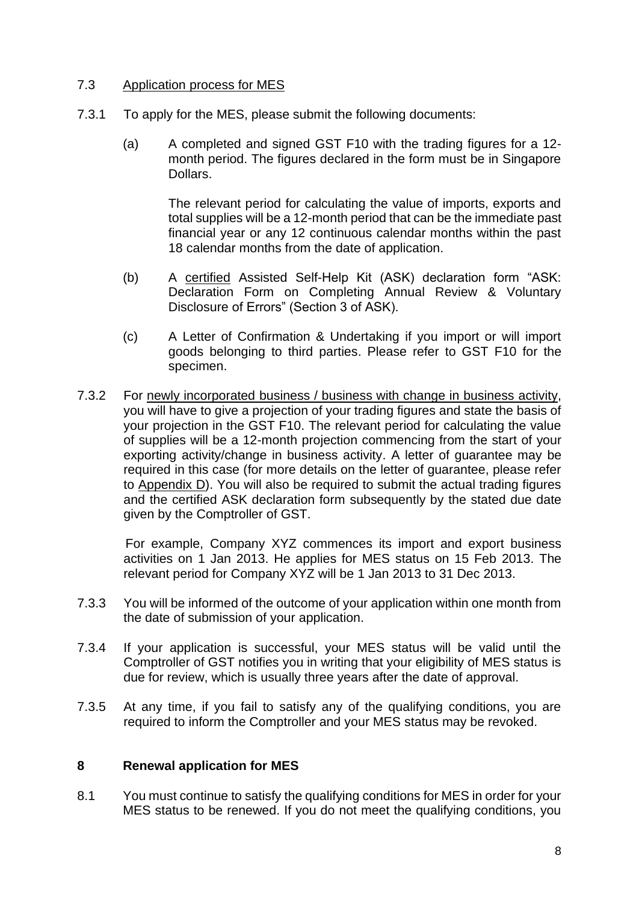### 7.3 Application process for MES

7.3.1 To apply for the MES, please submit the following documents:

(a) A completed and signed GST F10 with the trading figures for a 12-month period. The figures declared in the form must be in Singapore Dollars.

The relevant period for calculating the value of imports, exports and total supplies will be a 12-month period that can be the immediate past financial year or any 12 continuous calendar months within the past 18 calendar months from the date of application.

(b) A certified Assisted Self-Help Kit (ASK) declaration form "ASK: Declaration Form on Completing Annual Review & Voluntary Disclosure of Errors" (Section 3 of ASK).

(c) A Letter of Confirmation & Undertaking if you import or will import goods belonging to third parties. Please refer to GST F10 for the specimen.

7.3.2 For newly incorporated business / business with change in business activity, you will have to give a projection of your trading figures and state the basis of your projection in the GST F10. The relevant period for calculating the value of supplies will be a 12-month projection commencing from the start of your exporting activity/change in business activity. A letter of guarantee may be required in this case (for more details on the letter of guarantee, please refer to Appendix D). You will also be required to submit the actual trading figures and the certified ASK declaration form subsequently by the stated due date given by the Comptroller of GST.

For example, Company XYZ commences its import and export business activities on 1 Jan 2013. He applies for MES status on 15 Feb 2013. The relevant period for Company XYZ will be 1 Jan 2013 to 31 Dec 2013.

7.3.3 You will be informed of the outcome of your application within one month from the date of submission of your application.

7.3.4 If your application is successful, your MES status will be valid until the Comptroller of GST notifies you in writing that your eligibility of MES status is due for review, which is usually three years after the date of approval.

7.3.5 At any time, if you fail to satisfy any of the qualifying conditions, you are required to inform the Comptroller and your MES status may be revoked.

## 8 Renewal application for MES

8.1 You must continue to satisfy the qualifying conditions for MES in order for your MES status to be renewed. If you do not meet the qualifying conditions, you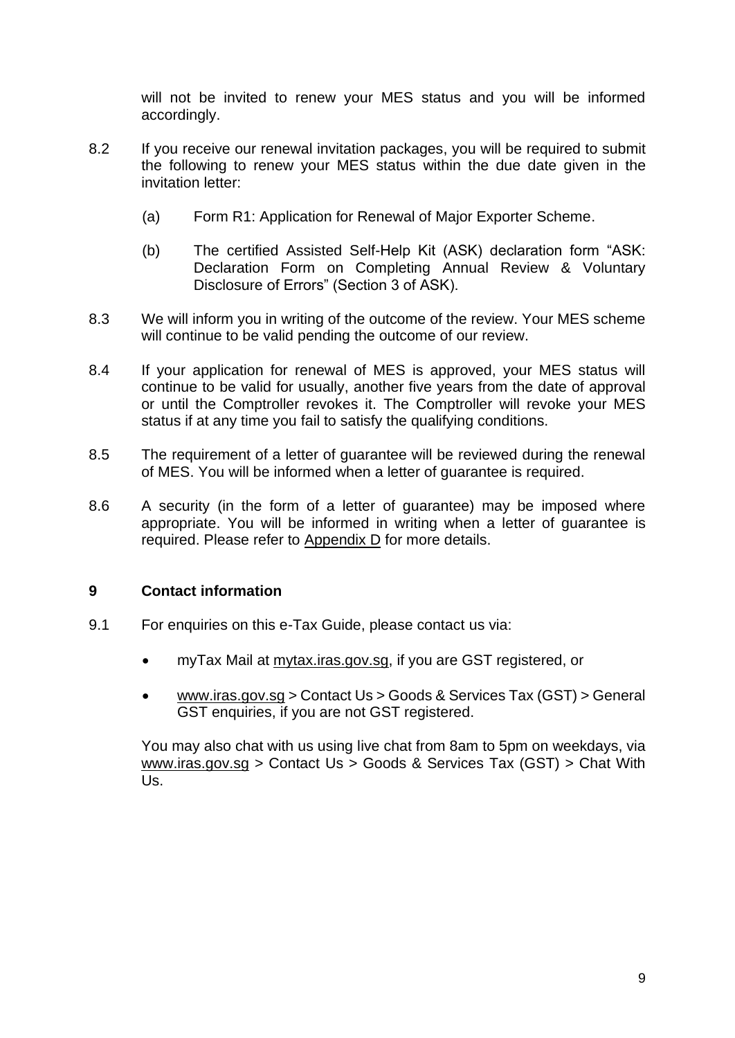will not be invited to renew your MES status and you will be informed accordingly.

8.2 If you receive our renewal invitation packages, you will be required to submit the following to renew your MES status within the due date given in the invitation letter:

(a) Form R1: Application for Renewal of Major Exporter Scheme.

(b) The certified Assisted Self-Help Kit (ASK) declaration form "ASK: Declaration Form on Completing Annual Review & Voluntary Disclosure of Errors" (Section 3 of ASK).

8.3 We will inform you in writing of the outcome of the review. Your MES scheme will continue to be valid pending the outcome of our review.

8.4 If your application for renewal of MES is approved, your MES status will continue to be valid for usually, another five years from the date of approval or until the Comptroller revokes it. The Comptroller will revoke your MES status if at any time you fail to satisfy the qualifying conditions.

8.5 The requirement of a letter of guarantee will be reviewed during the renewal of MES. You will be informed when a letter of guarantee is required.

8.6 A security (in the form of a letter of guarantee) may be imposed where appropriate. You will be informed in writing when a letter of guarantee is required. Please refer to Appendix D for more details.

## 9 Contact information

9.1 For enquiries on this e-Tax Guide, please contact us via:

- myTax Mail at mytax.iras.gov.sg, if you are GST registered, or
- www.iras.gov.sg > Contact Us > Goods & Services Tax (GST) > General GST enquiries, if you are not GST registered.

You may also chat with us using live chat from 8am to 5pm on weekdays, via www.iras.gov.sg > Contact Us > Goods & Services Tax (GST) > Chat With Us.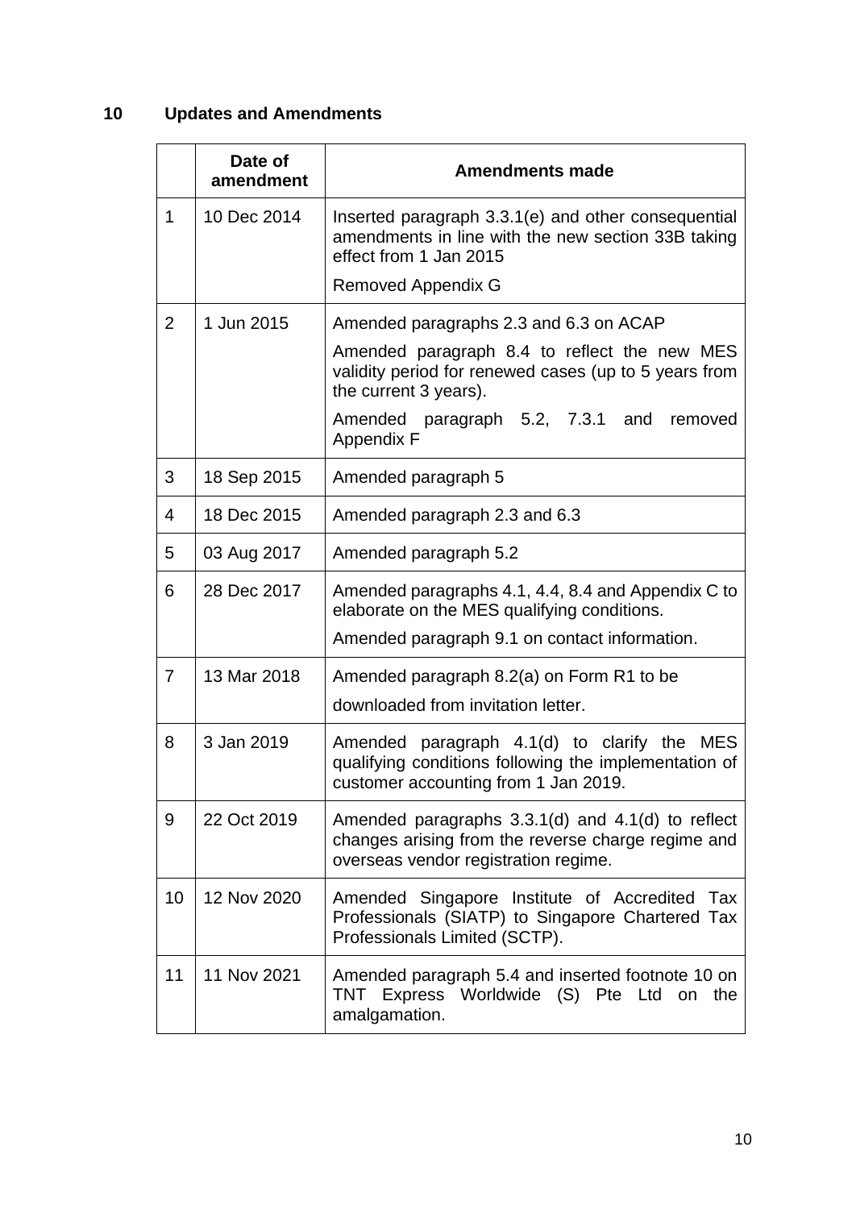## 10 Updates and Amendments

| | Date of amendment | Amendments made |
|---|---|---|
| 1 | 10 Dec 2014 | Inserted paragraph 3.3.1(e) and other consequential amendments in line with the new section 33B taking effect from 1 Jan 2015<br><br>Removed Appendix G |
| 2 | 1 Jun 2015 | Amended paragraphs 2.3 and 6.3 on ACAP<br><br>Amended paragraph 8.4 to reflect the new MES validity period for renewed cases (up to 5 years from the current 3 years).<br><br>Amended paragraph 5.2, 7.3.1 and removed Appendix F |
| 3 | 18 Sep 2015 | Amended paragraph 5 |
| 4 | 18 Dec 2015 | Amended paragraph 2.3 and 6.3 |
| 5 | 03 Aug 2017 | Amended paragraph 5.2 |
| 6 | 28 Dec 2017 | Amended paragraphs 4.1, 4.4, 8.4 and Appendix C to elaborate on the MES qualifying conditions.<br><br>Amended paragraph 9.1 on contact information. |
| 7 | 13 Mar 2018 | Amended paragraph 8.2(a) on Form R1 to be downloaded from invitation letter. |
| 8 | 3 Jan 2019 | Amended paragraph 4.1(d) to clarify the MES qualifying conditions following the implementation of customer accounting from 1 Jan 2019. |
| 9 | 22 Oct 2019 | Amended paragraphs 3.3.1(d) and 4.1(d) to reflect changes arising from the reverse charge regime and overseas vendor registration regime. |
| 10 | 12 Nov 2020 | Amended Singapore Institute of Accredited Tax Professionals (SIATP) to Singapore Chartered Tax Professionals Limited (SCTP). |
| 11 | 11 Nov 2021 | Amended paragraph 5.4 and inserted footnote 10 on TNT Express Worldwide (S) Pte Ltd on the amalgamation. |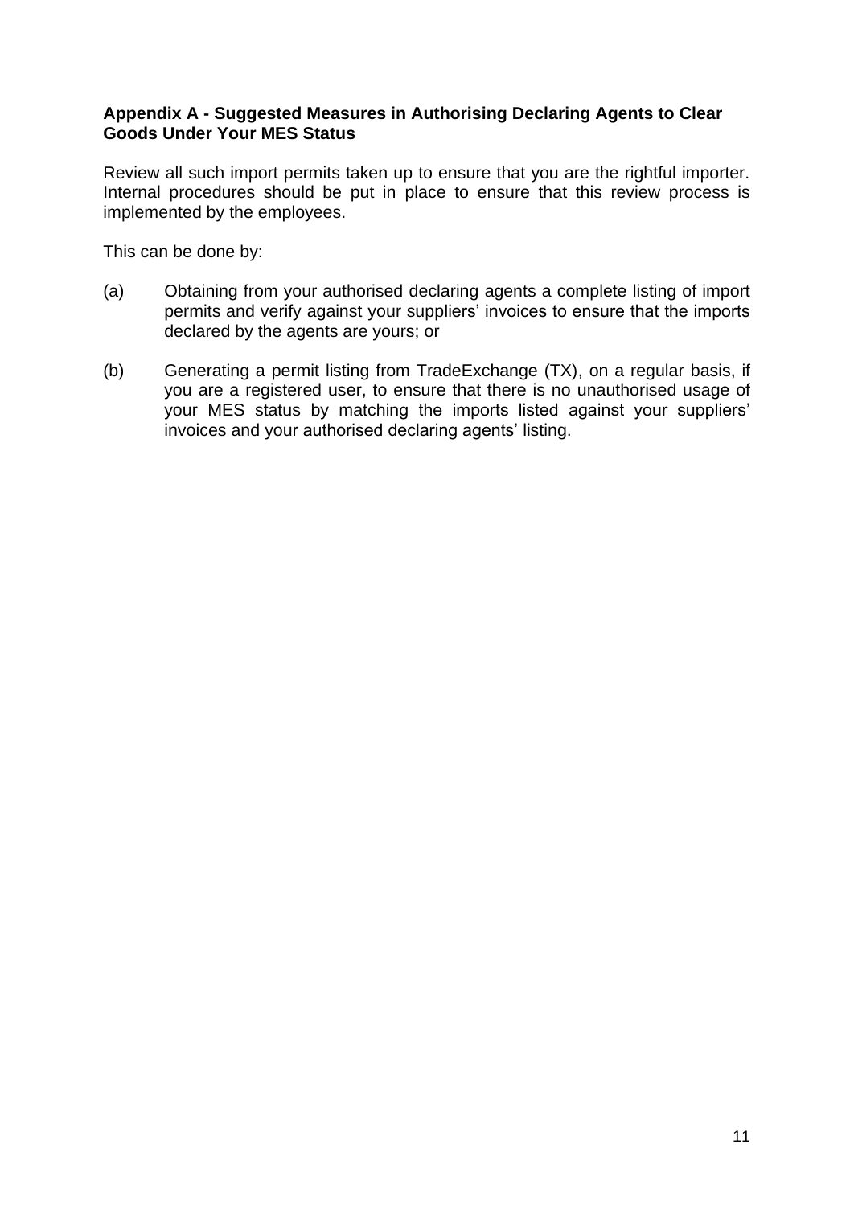## Appendix A - Suggested Measures in Authorising Declaring Agents to Clear Goods Under Your MES Status

Review all such import permits taken up to ensure that you are the rightful importer. Internal procedures should be put in place to ensure that this review process is implemented by the employees.

This can be done by:

(a) Obtaining from your authorised declaring agents a complete listing of import permits and verify against your suppliers' invoices to ensure that the imports declared by the agents are yours; or

(b) Generating a permit listing from TradeExchange (TX), on a regular basis, if you are a registered user, to ensure that there is no unauthorised usage of your MES status by matching the imports listed against your suppliers' invoices and your authorised declaring agents' listing.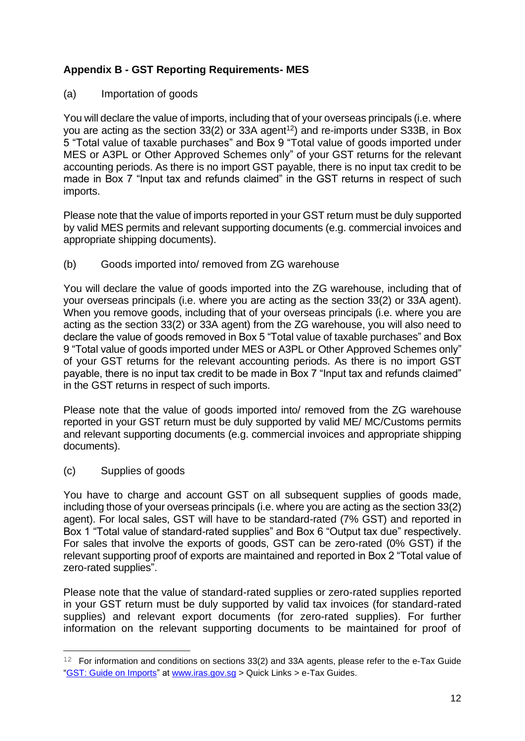## Appendix B - GST Reporting Requirements- MES

(a) Importation of goods

You will declare the value of imports, including that of your overseas principals (i.e. where you are acting as the section 33(2) or 33A agent[12]) and re-imports under S33B, in Box 5 "Total value of taxable purchases" and Box 9 "Total value of goods imported under MES or A3PL or Other Approved Schemes only" of your GST returns for the relevant accounting periods. As there is no import GST payable, there is no input tax credit to be made in Box 7 "Input tax and refunds claimed" in the GST returns in respect of such imports.

Please note that the value of imports reported in your GST return must be duly supported by valid MES permits and relevant supporting documents (e.g. commercial invoices and appropriate shipping documents).

(b) Goods imported into/ removed from ZG warehouse

You will declare the value of goods imported into the ZG warehouse, including that of your overseas principals (i.e. where you are acting as the section 33(2) or 33A agent). When you remove goods, including that of your overseas principals (i.e. where you are acting as the section 33(2) or 33A agent) from the ZG warehouse, you will also need to declare the value of goods removed in Box 5 "Total value of taxable purchases" and Box 9 "Total value of goods imported under MES or A3PL or Other Approved Schemes only" of your GST returns for the relevant accounting periods. As there is no import GST payable, there is no input tax credit to be made in Box 7 "Input tax and refunds claimed" in the GST returns in respect of such imports.

Please note that the value of goods imported into/ removed from the ZG warehouse reported in your GST return must be duly supported by valid ME/ MC/Customs permits and relevant supporting documents (e.g. commercial invoices and appropriate shipping documents).

(c) Supplies of goods

You have to charge and account GST on all subsequent supplies of goods made, including those of your overseas principals (i.e. where you are acting as the section 33(2) agent). For local sales, GST will have to be standard-rated (7% GST) and reported in Box 1 "Total value of standard-rated supplies" and Box 6 "Output tax due" respectively. For sales that involve the exports of goods, GST can be zero-rated (0% GST) if the relevant supporting proof of exports are maintained and reported in Box 2 "Total value of zero-rated supplies".

Please note that the value of standard-rated supplies or zero-rated supplies reported in your GST return must be duly supported by valid tax invoices (for standard-rated supplies) and relevant export documents (for zero-rated supplies). For further information on the relevant supporting documents to be maintained for proof of

[12] For information and conditions on sections 33(2) and 33A agents, please refer to the e-Tax Guide "GST: Guide on Imports" at www.iras.gov.sg > Quick Links > e-Tax Guides.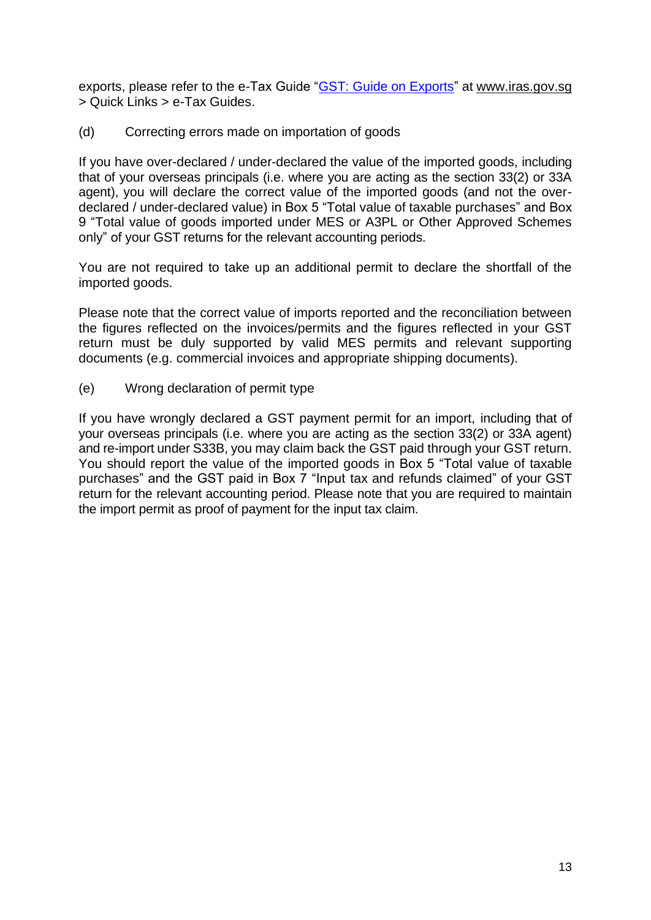exports, please refer to the e-Tax Guide "[GST: Guide on Exports]" at www.iras.gov.sg > Quick Links > e-Tax Guides.

(d) Correcting errors made on importation of goods

If you have over-declared / under-declared the value of the imported goods, including that of your overseas principals (i.e. where you are acting as the section 33(2) or 33A agent), you will declare the correct value of the imported goods (and not the over-declared / under-declared value) in Box 5 "Total value of taxable purchases" and Box 9 "Total value of goods imported under MES or A3PL or Other Approved Schemes only" of your GST returns for the relevant accounting periods.

You are not required to take up an additional permit to declare the shortfall of the imported goods.

Please note that the correct value of imports reported and the reconciliation between the figures reflected on the invoices/permits and the figures reflected in your GST return must be duly supported by valid MES permits and relevant supporting documents (e.g. commercial invoices and appropriate shipping documents).

(e) Wrong declaration of permit type

If you have wrongly declared a GST payment permit for an import, including that of your overseas principals (i.e. where you are acting as the section 33(2) or 33A agent) and re-import under S33B, you may claim back the GST paid through your GST return. You should report the value of the imported goods in Box 5 "Total value of taxable purchases" and the GST paid in Box 7 "Input tax and refunds claimed" of your GST return for the relevant accounting period. Please note that you are required to maintain the import permit as proof of payment for the input tax claim.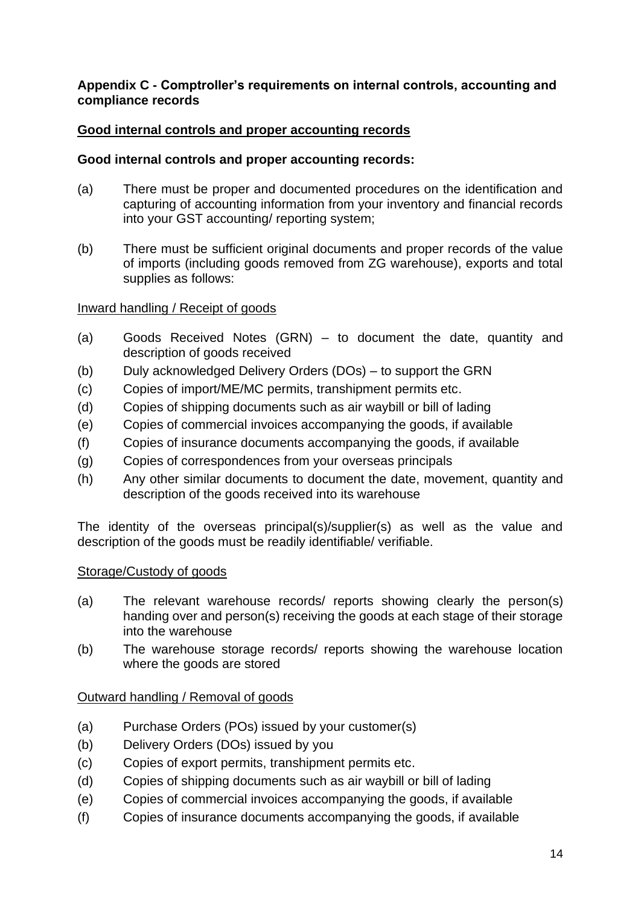### Appendix C - Comptroller's requirements on internal controls, accounting and compliance records

**<u>Good internal controls and proper accounting records</u>**

**Good internal controls and proper accounting records:**

(a) There must be proper and documented procedures on the identification and capturing of accounting information from your inventory and financial records into your GST accounting/ reporting system;

(b) There must be sufficient original documents and proper records of the value of imports (including goods removed from ZG warehouse), exports and total supplies as follows:

<u>Inward handling / Receipt of goods</u>

(a) Goods Received Notes (GRN) – to document the date, quantity and description of goods received
(b) Duly acknowledged Delivery Orders (DOs) – to support the GRN
(c) Copies of import/ME/MC permits, transhipment permits etc.
(d) Copies of shipping documents such as air waybill or bill of lading
(e) Copies of commercial invoices accompanying the goods, if available
(f) Copies of insurance documents accompanying the goods, if available
(g) Copies of correspondences from your overseas principals
(h) Any other similar documents to document the date, movement, quantity and description of the goods received into its warehouse

The identity of the overseas principal(s)/supplier(s) as well as the value and description of the goods must be readily identifiable/ verifiable.

<u>Storage/Custody of goods</u>

(a) The relevant warehouse records/ reports showing clearly the person(s) handing over and person(s) receiving the goods at each stage of their storage into the warehouse
(b) The warehouse storage records/ reports showing the warehouse location where the goods are stored

<u>Outward handling / Removal of goods</u>

(a) Purchase Orders (POs) issued by your customer(s)
(b) Delivery Orders (DOs) issued by you
(c) Copies of export permits, transhipment permits etc.
(d) Copies of shipping documents such as air waybill or bill of lading
(e) Copies of commercial invoices accompanying the goods, if available
(f) Copies of insurance documents accompanying the goods, if available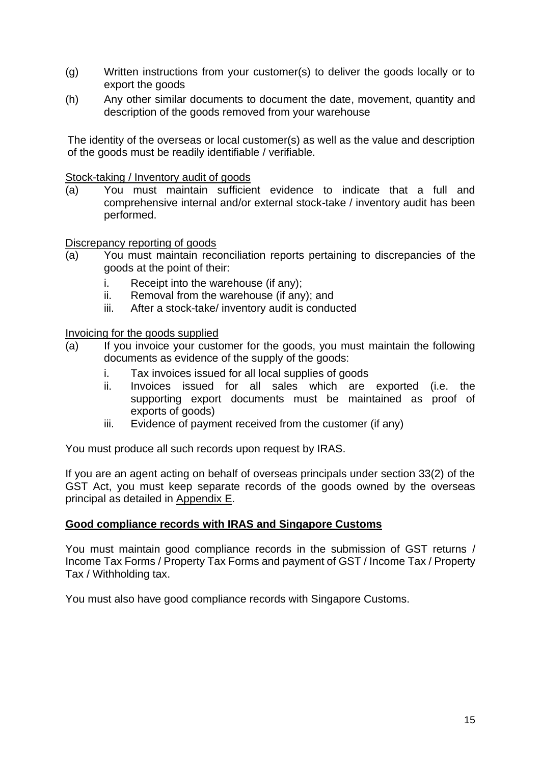(g) Written instructions from your customer(s) to deliver the goods locally or to export the goods

(h) Any other similar documents to document the date, movement, quantity and description of the goods removed from your warehouse

The identity of the overseas or local customer(s) as well as the value and description of the goods must be readily identifiable / verifiable.

<u>Stock-taking / Inventory audit of goods</u>

(a) You must maintain sufficient evidence to indicate that a full and comprehensive internal and/or external stock-take / inventory audit has been performed.

<u>Discrepancy reporting of goods</u>

(a) You must maintain reconciliation reports pertaining to discrepancies of the goods at the point of their:

  i. Receipt into the warehouse (if any);
  ii. Removal from the warehouse (if any); and
  iii. After a stock-take/ inventory audit is conducted

<u>Invoicing for the goods supplied</u>

(a) If you invoice your customer for the goods, you must maintain the following documents as evidence of the supply of the goods:

  i. Tax invoices issued for all local supplies of goods
  ii. Invoices issued for all sales which are exported (i.e. the supporting export documents must be maintained as proof of exports of goods)
  iii. Evidence of payment received from the customer (if any)

You must produce all such records upon request by IRAS.

If you are an agent acting on behalf of overseas principals under section 33(2) of the GST Act, you must keep separate records of the goods owned by the overseas principal as detailed in Appendix E.

**<u>Good compliance records with IRAS and Singapore Customs</u>**

You must maintain good compliance records in the submission of GST returns / Income Tax Forms / Property Tax Forms and payment of GST / Income Tax / Property Tax / Withholding tax.

You must also have good compliance records with Singapore Customs.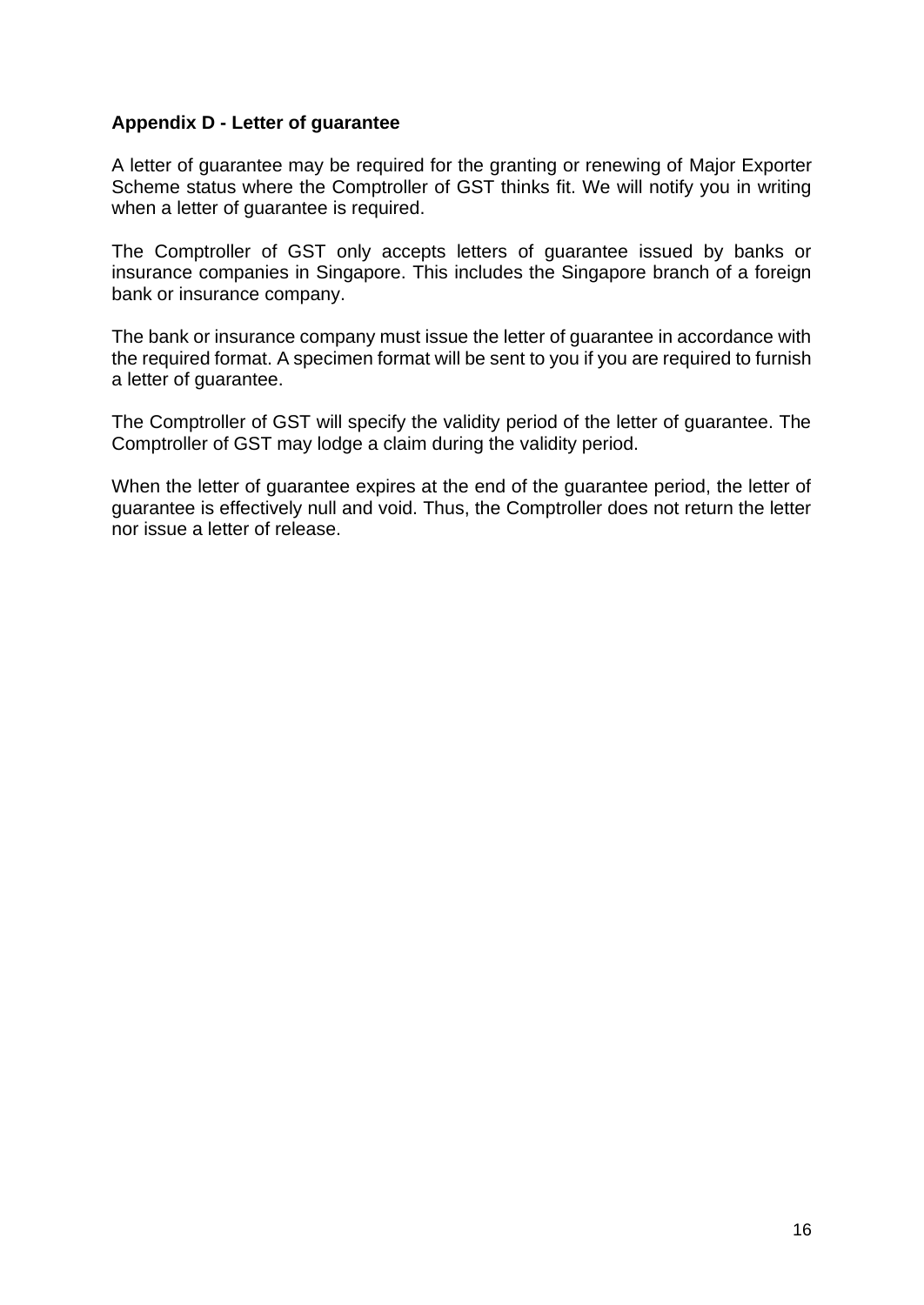## Appendix D - Letter of guarantee

A letter of guarantee may be required for the granting or renewing of Major Exporter Scheme status where the Comptroller of GST thinks fit. We will notify you in writing when a letter of guarantee is required.

The Comptroller of GST only accepts letters of guarantee issued by banks or insurance companies in Singapore. This includes the Singapore branch of a foreign bank or insurance company.

The bank or insurance company must issue the letter of guarantee in accordance with the required format. A specimen format will be sent to you if you are required to furnish a letter of guarantee.

The Comptroller of GST will specify the validity period of the letter of guarantee. The Comptroller of GST may lodge a claim during the validity period.

When the letter of guarantee expires at the end of the guarantee period, the letter of guarantee is effectively null and void. Thus, the Comptroller does not return the letter nor issue a letter of release.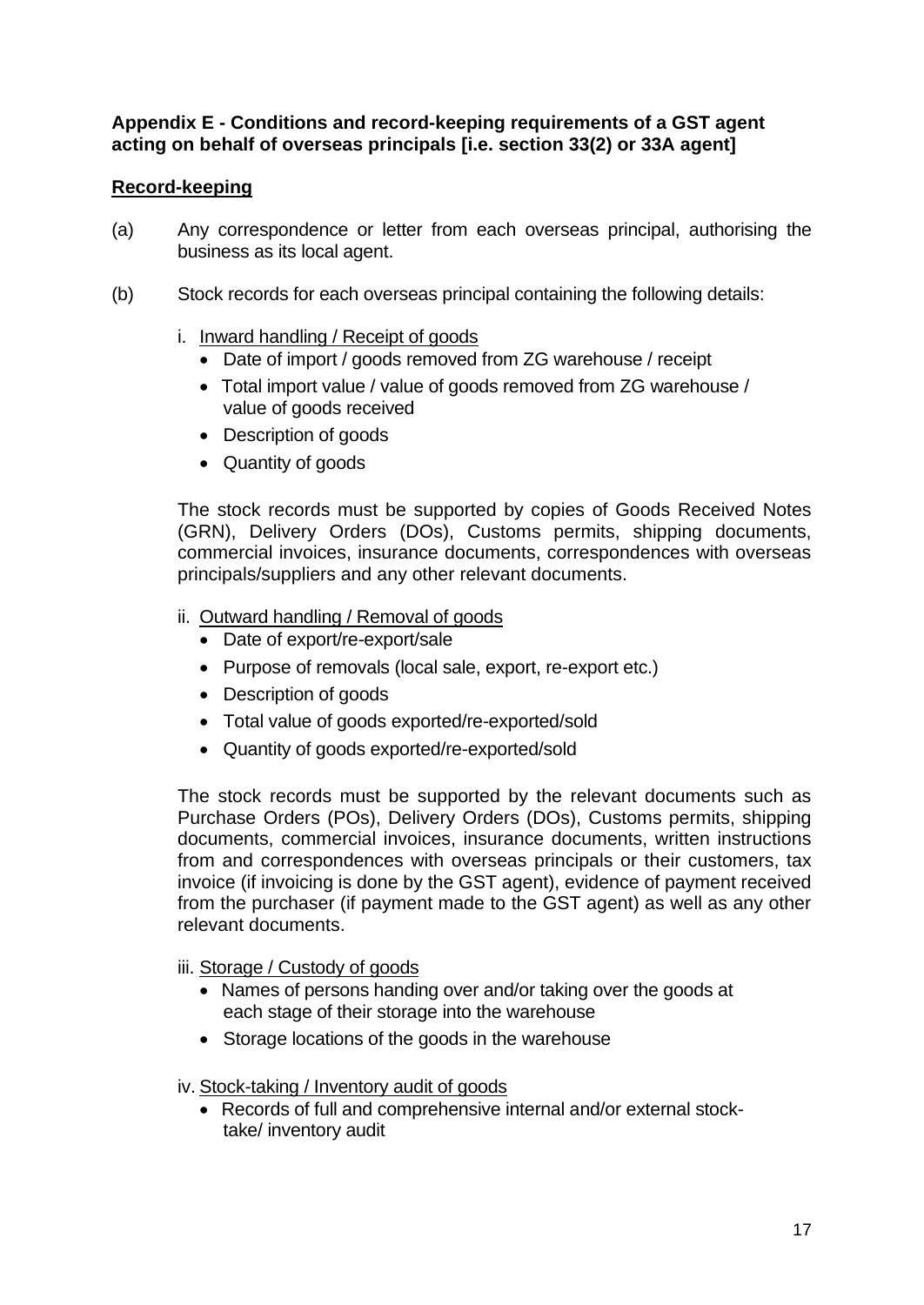**Appendix E - Conditions and record-keeping requirements of a GST agent acting on behalf of overseas principals [i.e. section 33(2) or 33A agent]**

**<u>Record-keeping</u>**

(a) Any correspondence or letter from each overseas principal, authorising the business as its local agent.

(b) Stock records for each overseas principal containing the following details:

i. <u>Inward handling / Receipt of goods</u>

- Date of import / goods removed from ZG warehouse / receipt
- Total import value / value of goods removed from ZG warehouse / value of goods received
- Description of goods
- Quantity of goods

The stock records must be supported by copies of Goods Received Notes (GRN), Delivery Orders (DOs), Customs permits, shipping documents, commercial invoices, insurance documents, correspondences with overseas principals/suppliers and any other relevant documents.

ii. <u>Outward handling / Removal of goods</u>

- Date of export/re-export/sale
- Purpose of removals (local sale, export, re-export etc.)
- Description of goods
- Total value of goods exported/re-exported/sold
- Quantity of goods exported/re-exported/sold

The stock records must be supported by the relevant documents such as Purchase Orders (POs), Delivery Orders (DOs), Customs permits, shipping documents, commercial invoices, insurance documents, written instructions from and correspondences with overseas principals or their customers, tax invoice (if invoicing is done by the GST agent), evidence of payment received from the purchaser (if payment made to the GST agent) as well as any other relevant documents.

iii. <u>Storage / Custody of goods</u>

- Names of persons handing over and/or taking over the goods at each stage of their storage into the warehouse
- Storage locations of the goods in the warehouse

iv. <u>Stock-taking / Inventory audit of goods</u>

- Records of full and comprehensive internal and/or external stock-take/ inventory audit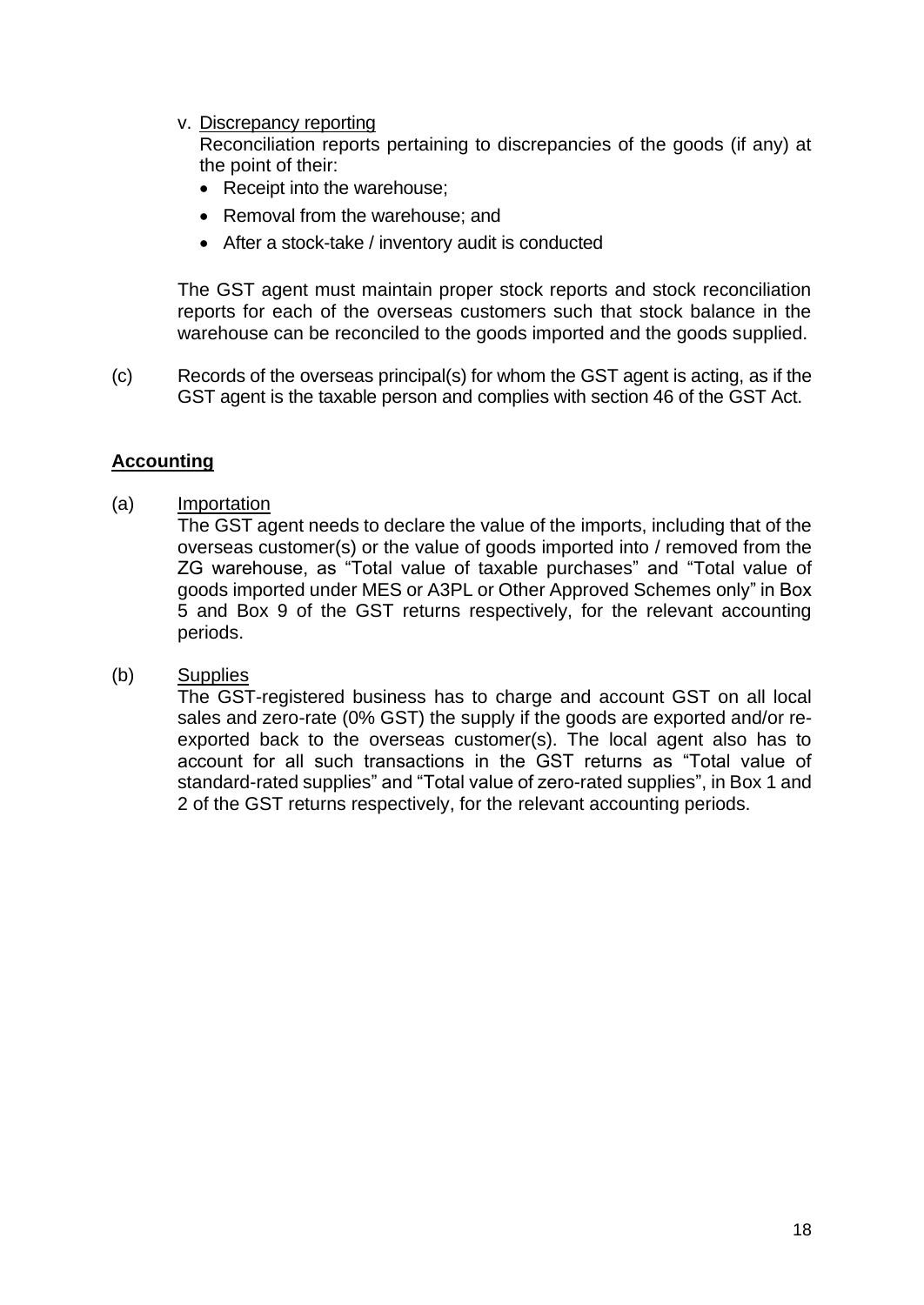v. Discrepancy reporting

Reconciliation reports pertaining to discrepancies of the goods (if any) at the point of their:

- Receipt into the warehouse;
- Removal from the warehouse; and
- After a stock-take / inventory audit is conducted

The GST agent must maintain proper stock reports and stock reconciliation reports for each of the overseas customers such that stock balance in the warehouse can be reconciled to the goods imported and the goods supplied.

(c) Records of the overseas principal(s) for whom the GST agent is acting, as if the GST agent is the taxable person and complies with section 46 of the GST Act.

## Accounting

(a) Importation

The GST agent needs to declare the value of the imports, including that of the overseas customer(s) or the value of goods imported into / removed from the ZG warehouse, as "Total value of taxable purchases" and "Total value of goods imported under MES or A3PL or Other Approved Schemes only" in Box 5 and Box 9 of the GST returns respectively, for the relevant accounting periods.

(b) Supplies

The GST-registered business has to charge and account GST on all local sales and zero-rate (0% GST) the supply if the goods are exported and/or re-exported back to the overseas customer(s). The local agent also has to account for all such transactions in the GST returns as "Total value of standard-rated supplies" and "Total value of zero-rated supplies", in Box 1 and 2 of the GST returns respectively, for the relevant accounting periods.